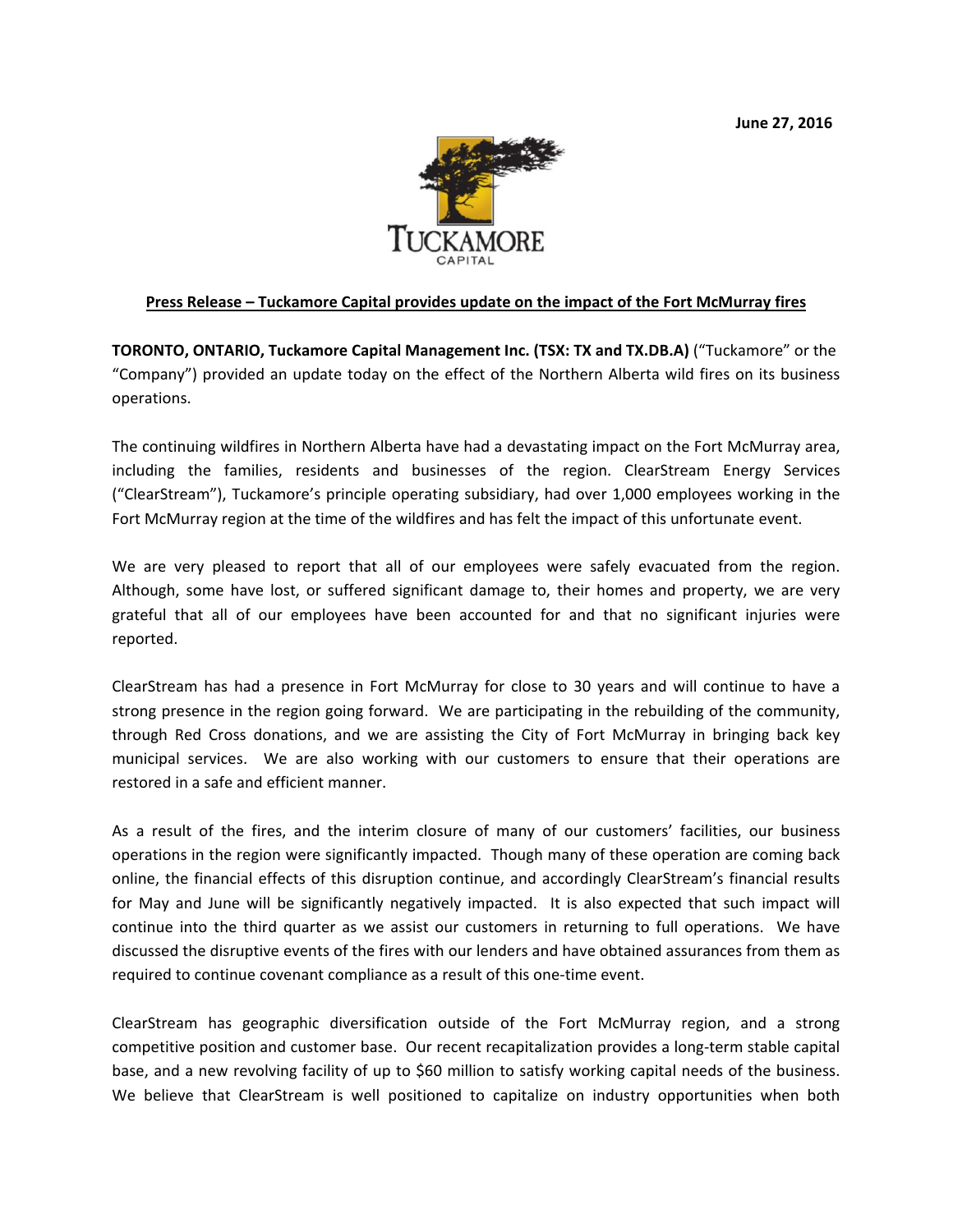June 27, 2016

TUCKAMORE
CAPITAL

**Press Release – Tuckamore Capital provides update on the impact of the Fort McMurray fires**

**TORONTO, ONTARIO, Tuckamore Capital Management Inc. (TSX: TX and TX.DB.A)** ("Tuckamore" or the "Company") provided an update today on the effect of the Northern Alberta wild fires on its business operations.

The continuing wildfires in Northern Alberta have had a devastating impact on the Fort McMurray area, including the families, residents and businesses of the region. ClearStream Energy Services ("ClearStream"), Tuckamore's principle operating subsidiary, had over 1,000 employees working in the Fort McMurray region at the time of the wildfires and has felt the impact of this unfortunate event.

We are very pleased to report that all of our employees were safely evacuated from the region. Although, some have lost, or suffered significant damage to, their homes and property, we are very grateful that all of our employees have been accounted for and that no significant injuries were reported.

ClearStream has had a presence in Fort McMurray for close to 30 years and will continue to have a strong presence in the region going forward. We are participating in the rebuilding of the community, through Red Cross donations, and we are assisting the City of Fort McMurray in bringing back key municipal services. We are also working with our customers to ensure that their operations are restored in a safe and efficient manner.

As a result of the fires, and the interim closure of many of our customers' facilities, our business operations in the region were significantly impacted. Though many of these operation are coming back online, the financial effects of this disruption continue, and accordingly ClearStream's financial results for May and June will be significantly negatively impacted. It is also expected that such impact will continue into the third quarter as we assist our customers in returning to full operations. We have discussed the disruptive events of the fires with our lenders and have obtained assurances from them as required to continue covenant compliance as a result of this one-time event.

ClearStream has geographic diversification outside of the Fort McMurray region, and a strong competitive position and customer base. Our recent recapitalization provides a long-term stable capital base, and a new revolving facility of up to $60 million to satisfy working capital needs of the business. We believe that ClearStream is well positioned to capitalize on industry opportunities when both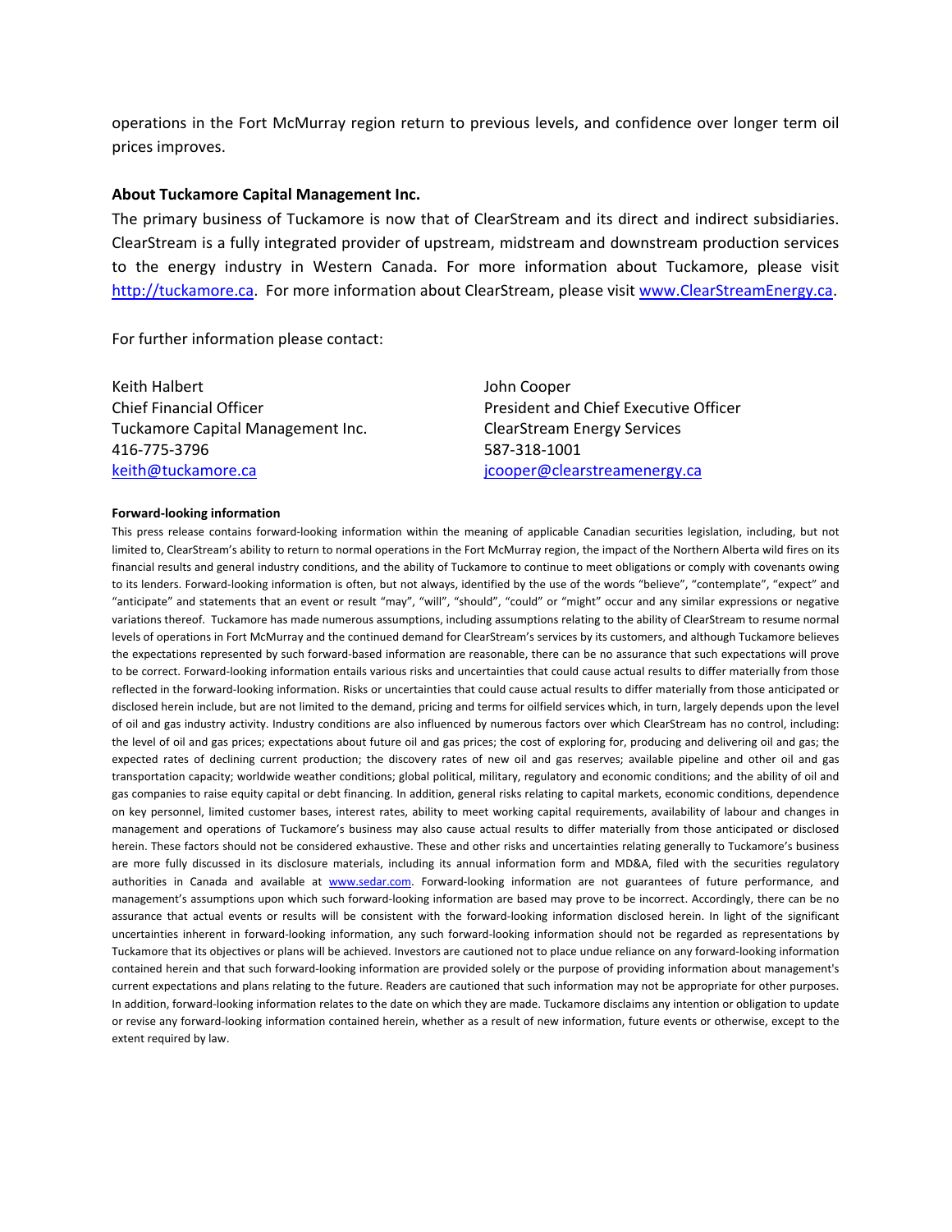operations in the Fort McMurray region return to previous levels, and confidence over longer term oil prices improves.

**About Tuckamore Capital Management Inc.**

The primary business of Tuckamore is now that of ClearStream and its direct and indirect subsidiaries. ClearStream is a fully integrated provider of upstream, midstream and downstream production services to the energy industry in Western Canada. For more information about Tuckamore, please visit http://tuckamore.ca. For more information about ClearStream, please visit www.ClearStreamEnergy.ca.

For further information please contact:

Keith Halbert
Chief Financial Officer
Tuckamore Capital Management Inc.
416-775-3796
keith@tuckamore.ca

John Cooper
President and Chief Executive Officer
ClearStream Energy Services
587-318-1001
jcooper@clearstreamenergy.ca

**Forward-looking information**

This press release contains forward-looking information within the meaning of applicable Canadian securities legislation, including, but not limited to, ClearStream's ability to return to normal operations in the Fort McMurray region, the impact of the Northern Alberta wild fires on its financial results and general industry conditions, and the ability of Tuckamore to continue to meet obligations or comply with covenants owing to its lenders. Forward-looking information is often, but not always, identified by the use of the words "believe", "contemplate", "expect" and "anticipate" and statements that an event or result "may", "will", "should", "could" or "might" occur and any similar expressions or negative variations thereof. Tuckamore has made numerous assumptions, including assumptions relating to the ability of ClearStream to resume normal levels of operations in Fort McMurray and the continued demand for ClearStream's services by its customers, and although Tuckamore believes the expectations represented by such forward-based information are reasonable, there can be no assurance that such expectations will prove to be correct. Forward-looking information entails various risks and uncertainties that could cause actual results to differ materially from those reflected in the forward-looking information. Risks or uncertainties that could cause actual results to differ materially from those anticipated or disclosed herein include, but are not limited to the demand, pricing and terms for oilfield services which, in turn, largely depends upon the level of oil and gas industry activity. Industry conditions are also influenced by numerous factors over which ClearStream has no control, including: the level of oil and gas prices; expectations about future oil and gas prices; the cost of exploring for, producing and delivering oil and gas; the expected rates of declining current production; the discovery rates of new oil and gas reserves; available pipeline and other oil and gas transportation capacity; worldwide weather conditions; global political, military, regulatory and economic conditions; and the ability of oil and gas companies to raise equity capital or debt financing. In addition, general risks relating to capital markets, economic conditions, dependence on key personnel, limited customer bases, interest rates, ability to meet working capital requirements, availability of labour and changes in management and operations of Tuckamore's business may also cause actual results to differ materially from those anticipated or disclosed herein. These factors should not be considered exhaustive. These and other risks and uncertainties relating generally to Tuckamore's business are more fully discussed in its disclosure materials, including its annual information form and MD&A, filed with the securities regulatory authorities in Canada and available at www.sedar.com. Forward-looking information are not guarantees of future performance, and management's assumptions upon which such forward-looking information are based may prove to be incorrect. Accordingly, there can be no assurance that actual events or results will be consistent with the forward-looking information disclosed herein. In light of the significant uncertainties inherent in forward-looking information, any such forward-looking information should not be regarded as representations by Tuckamore that its objectives or plans will be achieved. Investors are cautioned not to place undue reliance on any forward-looking information contained herein and that such forward-looking information are provided solely or the purpose of providing information about management's current expectations and plans relating to the future. Readers are cautioned that such information may not be appropriate for other purposes. In addition, forward-looking information relates to the date on which they are made. Tuckamore disclaims any intention or obligation to update or revise any forward-looking information contained herein, whether as a result of new information, future events or otherwise, except to the extent required by law.